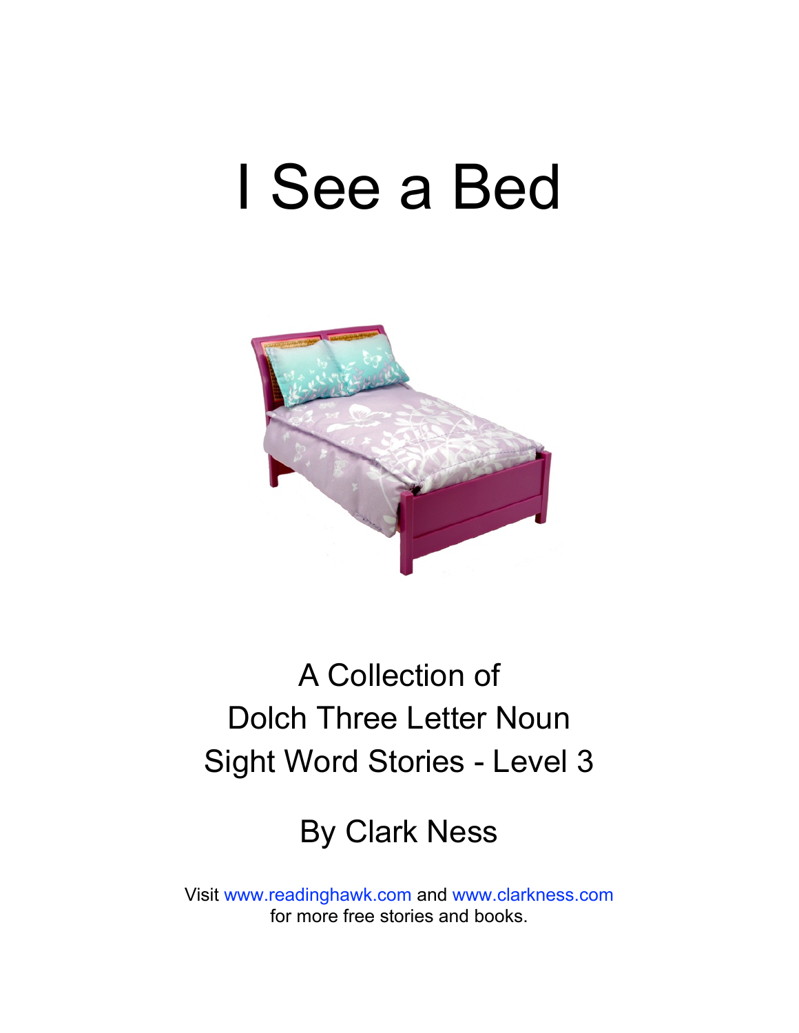# I See a Bed

A Collection of
Dolch Three Letter Noun
Sight Word Stories - Level 3

By Clark Ness

Visit www.readinghawk.com and www.clarkness.com
for more free stories and books.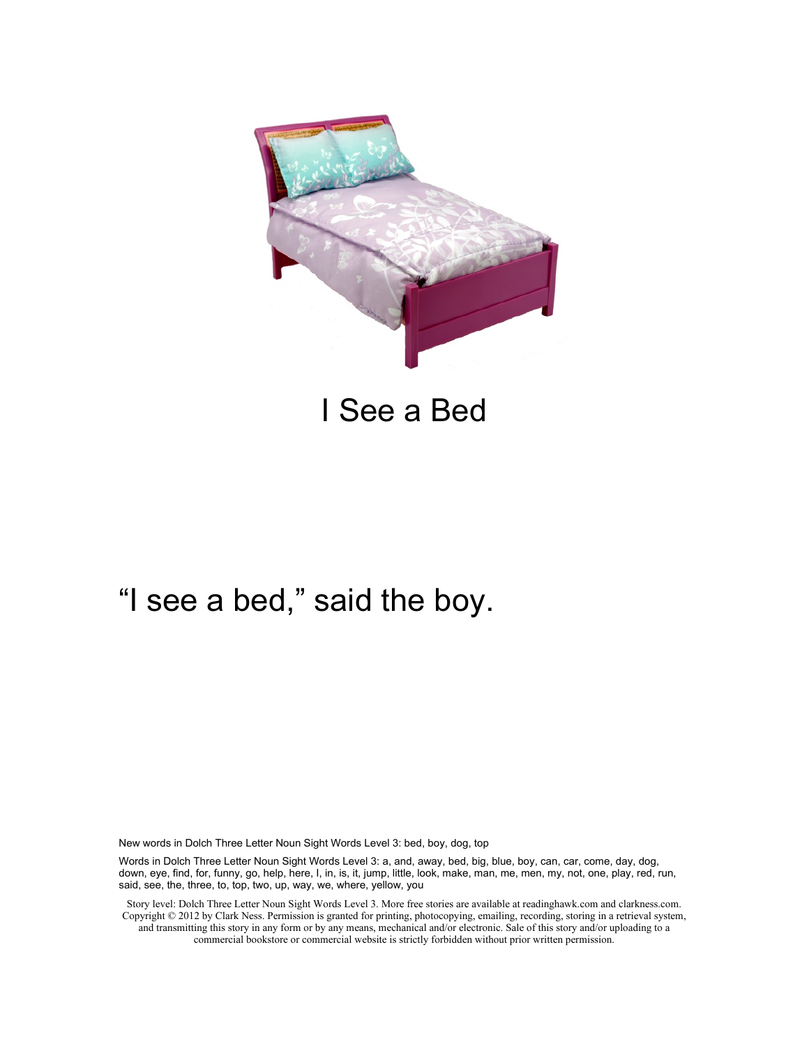# I See a Bed

"I see a bed," said the boy.

New words in Dolch Three Letter Noun Sight Words Level 3: bed, boy, dog, top

Words in Dolch Three Letter Noun Sight Words Level 3: a, and, away, bed, big, blue, boy, can, car, come, day, dog, down, eye, find, for, funny, go, help, here, I, in, is, it, jump, little, look, make, man, me, men, my, not, one, play, red, run, said, see, the, three, to, top, two, up, way, we, where, yellow, you

Story level: Dolch Three Letter Noun Sight Words Level 3. More free stories are available at readinghawk.com and clarkness.com. Copyright © 2012 by Clark Ness. Permission is granted for printing, photocopying, emailing, recording, storing in a retrieval system, and transmitting this story in any form or by any means, mechanical and/or electronic. Sale of this story and/or uploading to a commercial bookstore or commercial website is strictly forbidden without prior written permission.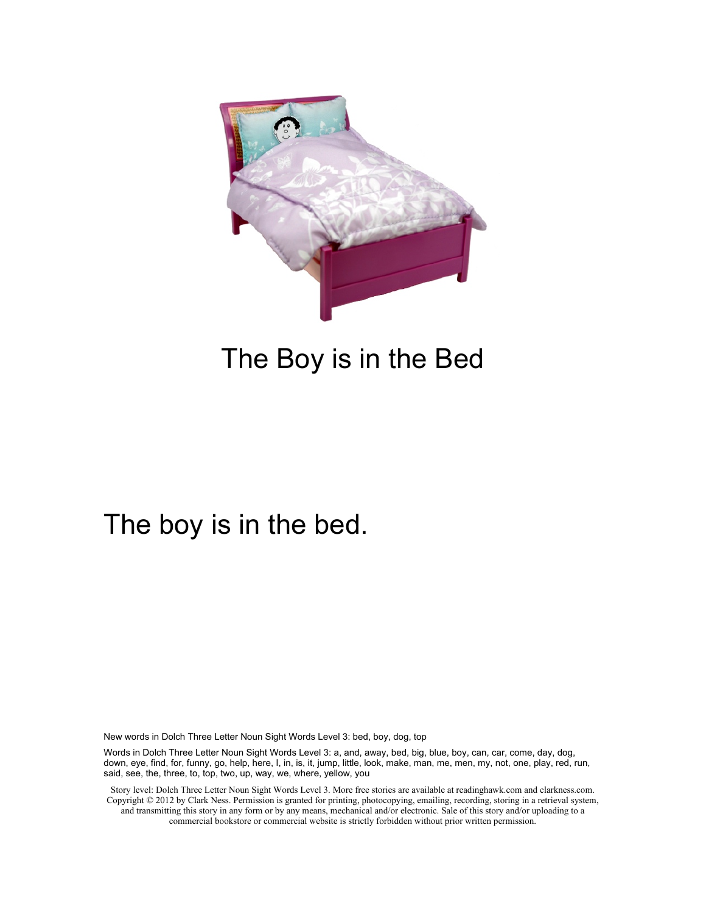# The Boy is in the Bed

The boy is in the bed.

New words in Dolch Three Letter Noun Sight Words Level 3: bed, boy, dog, top

Words in Dolch Three Letter Noun Sight Words Level 3: a, and, away, bed, big, blue, boy, can, car, come, day, dog, down, eye, find, for, funny, go, help, here, I, in, is, it, jump, little, look, make, man, me, men, my, not, one, play, red, run, said, see, the, three, to, top, two, up, way, we, where, yellow, you

Story level: Dolch Three Letter Noun Sight Words Level 3. More free stories are available at readinghawk.com and clarkness.com. Copyright © 2012 by Clark Ness. Permission is granted for printing, photocopying, emailing, recording, storing in a retrieval system, and transmitting this story in any form or by any means, mechanical and/or electronic. Sale of this story and/or uploading to a commercial bookstore or commercial website is strictly forbidden without prior written permission.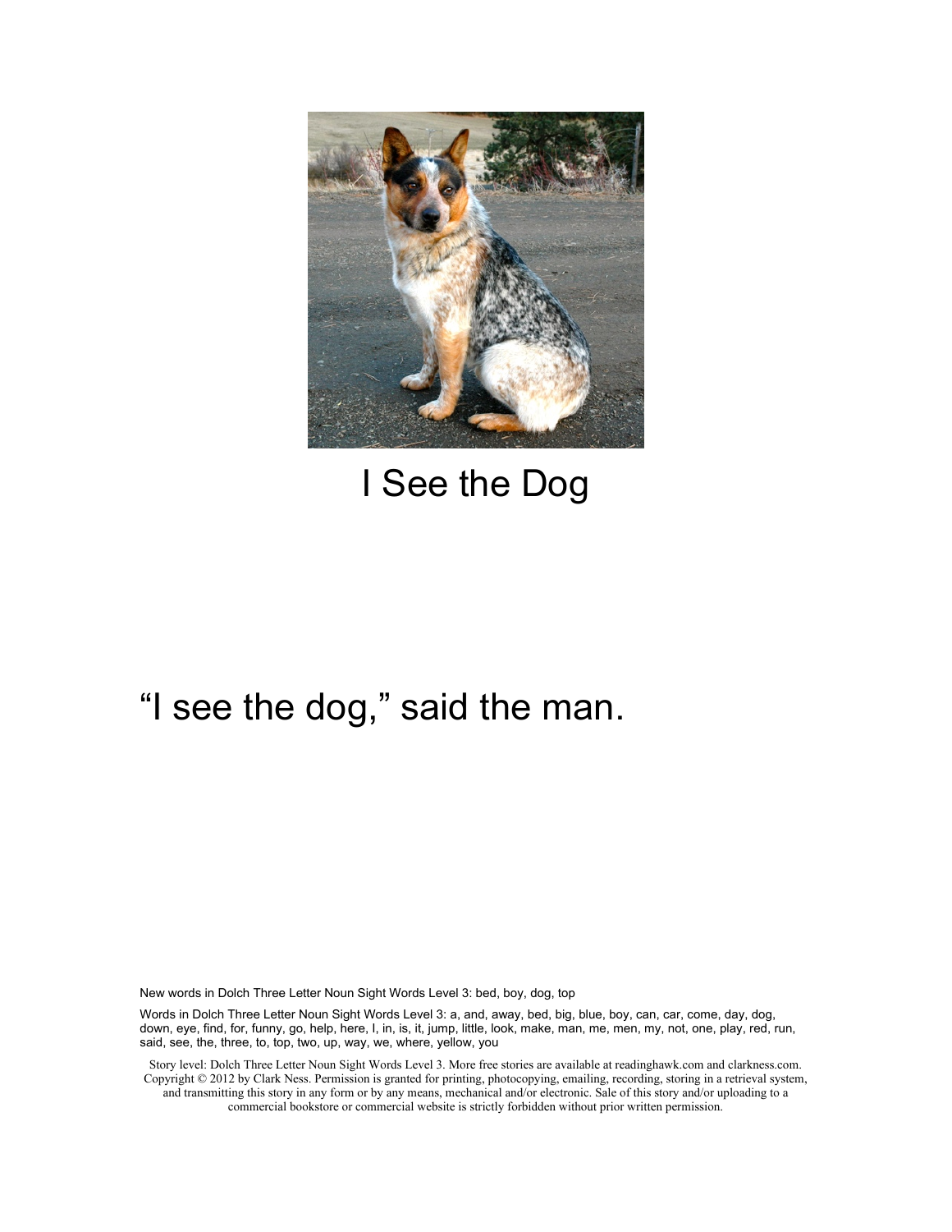I See the Dog

“I see the dog,” said the man.

New words in Dolch Three Letter Noun Sight Words Level 3: bed, boy, dog, top

Words in Dolch Three Letter Noun Sight Words Level 3: a, and, away, bed, big, blue, boy, can, car, come, day, dog, down, eye, find, for, funny, go, help, here, I, in, is, it, jump, little, look, make, man, me, men, my, not, one, play, red, run, said, see, the, three, to, top, two, up, way, we, where, yellow, you

Story level: Dolch Three Letter Noun Sight Words Level 3. More free stories are available at readinghawk.com and clarkness.com. Copyright © 2012 by Clark Ness. Permission is granted for printing, photocopying, emailing, recording, storing in a retrieval system, and transmitting this story in any form or by any means, mechanical and/or electronic. Sale of this story and/or uploading to a commercial bookstore or commercial website is strictly forbidden without prior written permission.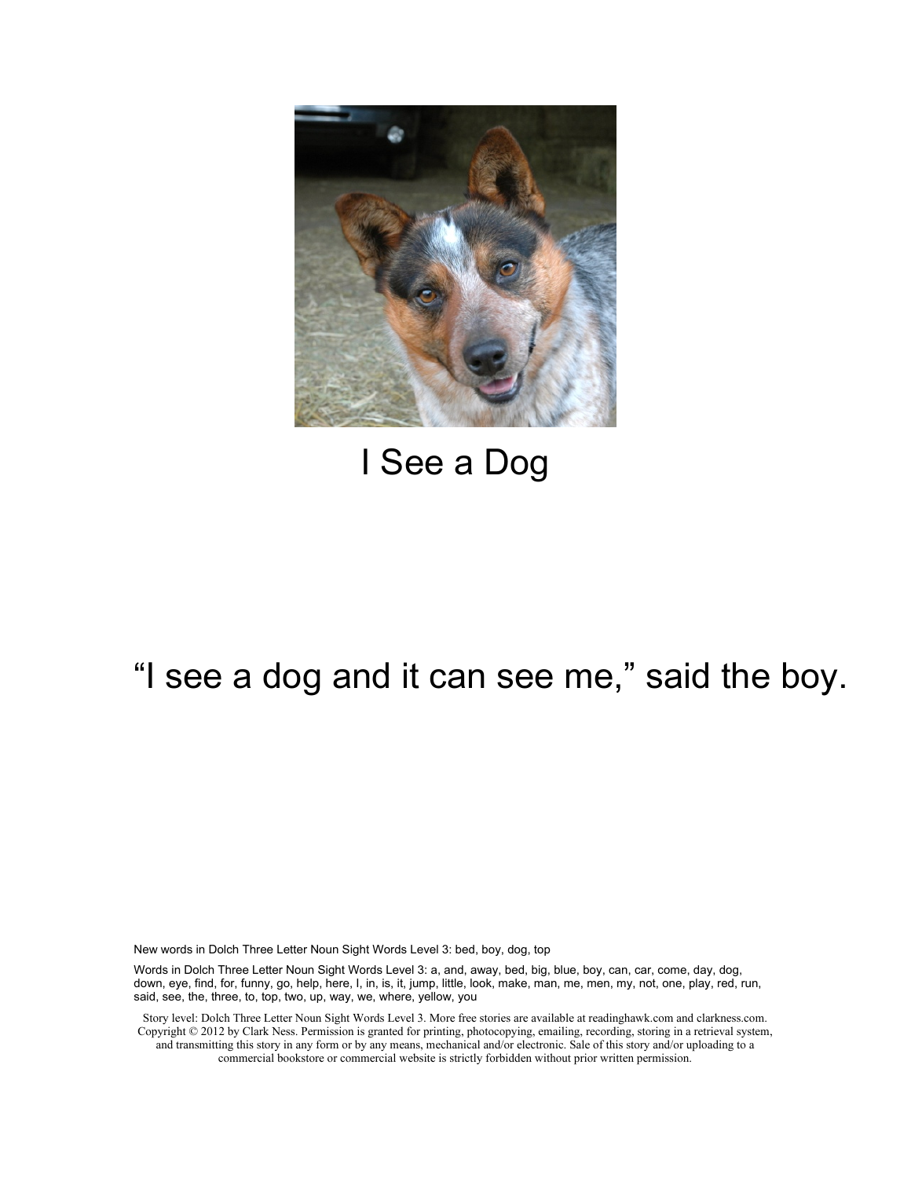# I See a Dog

"I see a dog and it can see me," said the boy.

New words in Dolch Three Letter Noun Sight Words Level 3: bed, boy, dog, top

Words in Dolch Three Letter Noun Sight Words Level 3: a, and, away, bed, big, blue, boy, can, car, come, day, dog, down, eye, find, for, funny, go, help, here, I, in, is, it, jump, little, look, make, man, me, men, my, not, one, play, red, run, said, see, the, three, to, top, two, up, way, we, where, yellow, you

Story level: Dolch Three Letter Noun Sight Words Level 3. More free stories are available at readinghawk.com and clarkness.com. Copyright © 2012 by Clark Ness. Permission is granted for printing, photocopying, emailing, recording, storing in a retrieval system, and transmitting this story in any form or by any means, mechanical and/or electronic. Sale of this story and/or uploading to a commercial bookstore or commercial website is strictly forbidden without prior written permission.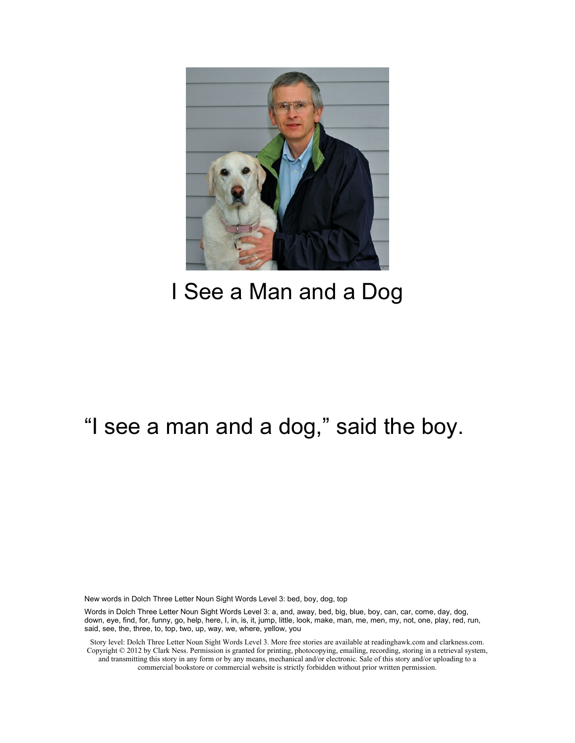# I See a Man and a Dog

"I see a man and a dog," said the boy.

New words in Dolch Three Letter Noun Sight Words Level 3: bed, boy, dog, top

Words in Dolch Three Letter Noun Sight Words Level 3: a, and, away, bed, big, blue, boy, can, car, come, day, dog, down, eye, find, for, funny, go, help, here, I, in, is, it, jump, little, look, make, man, me, men, my, not, one, play, red, run, said, see, the, three, to, top, two, up, way, we, where, yellow, you

Story level: Dolch Three Letter Noun Sight Words Level 3. More free stories are available at readinghawk.com and clarkness.com. Copyright © 2012 by Clark Ness. Permission is granted for printing, photocopying, emailing, recording, storing in a retrieval system, and transmitting this story in any form or by any means, mechanical and/or electronic. Sale of this story and/or uploading to a commercial bookstore or commercial website is strictly forbidden without prior written permission.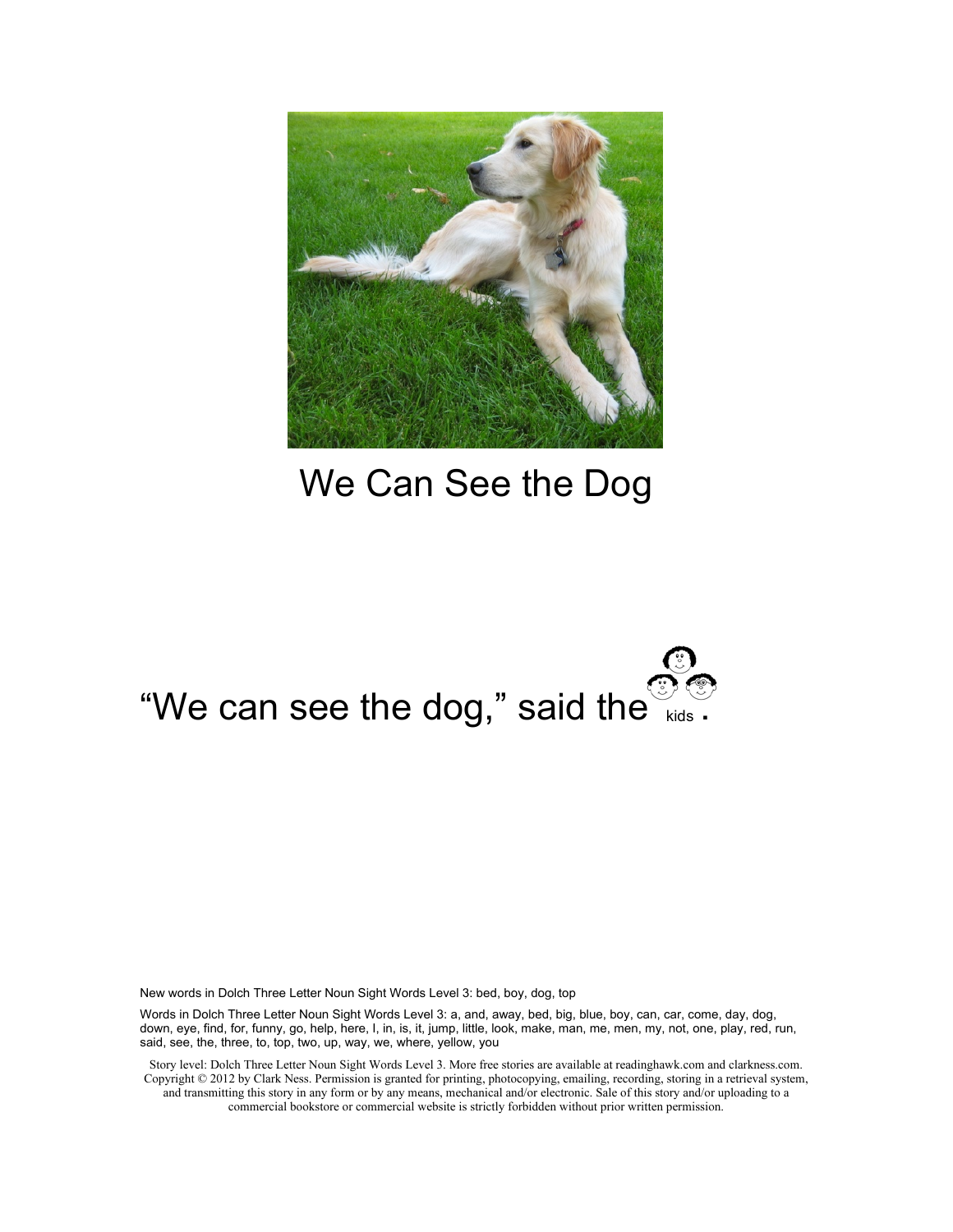# We Can See the Dog

"We can see the dog," said the kids.

New words in Dolch Three Letter Noun Sight Words Level 3: bed, boy, dog, top

Words in Dolch Three Letter Noun Sight Words Level 3: a, and, away, bed, big, blue, boy, can, car, come, day, dog, down, eye, find, for, funny, go, help, here, I, in, is, it, jump, little, look, make, man, me, men, my, not, one, play, red, run, said, see, the, three, to, top, two, up, way, we, where, yellow, you

Story level: Dolch Three Letter Noun Sight Words Level 3. More free stories are available at readinghawk.com and clarkness.com. Copyright © 2012 by Clark Ness. Permission is granted for printing, photocopying, emailing, recording, storing in a retrieval system, and transmitting this story in any form or by any means, mechanical and/or electronic. Sale of this story and/or uploading to a commercial bookstore or commercial website is strictly forbidden without prior written permission.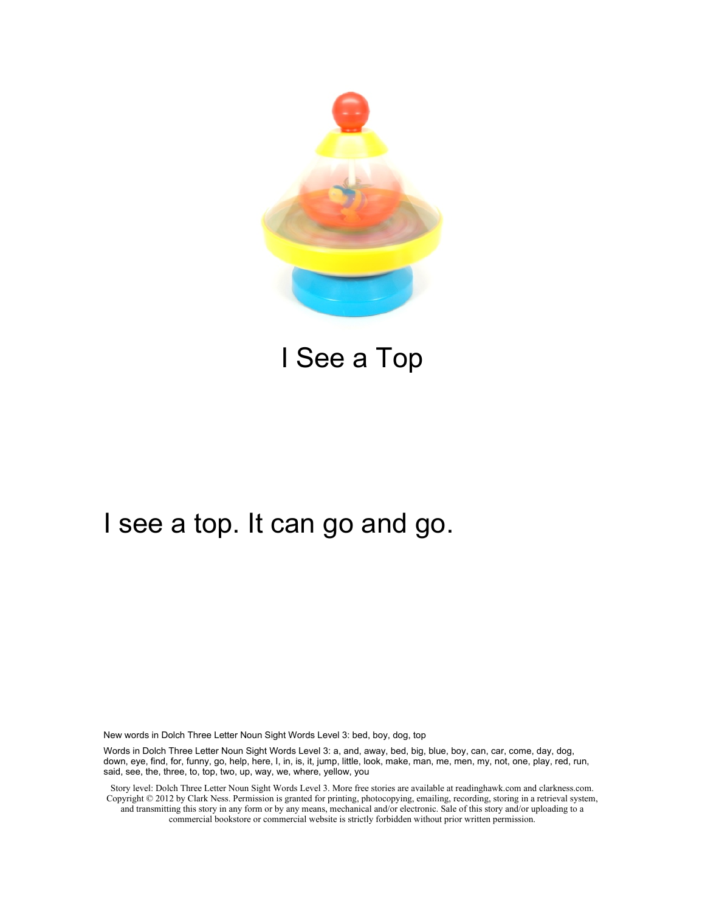# I See a Top

I see a top. It can go and go.

New words in Dolch Three Letter Noun Sight Words Level 3: bed, boy, dog, top

Words in Dolch Three Letter Noun Sight Words Level 3: a, and, away, bed, big, blue, boy, can, car, come, day, dog, down, eye, find, for, funny, go, help, here, I, in, is, it, jump, little, look, make, man, me, men, my, not, one, play, red, run, said, see, the, three, to, top, two, up, way, we, where, yellow, you

Story level: Dolch Three Letter Noun Sight Words Level 3. More free stories are available at readinghawk.com and clarkness.com. Copyright © 2012 by Clark Ness. Permission is granted for printing, photocopying, emailing, recording, storing in a retrieval system, and transmitting this story in any form or by any means, mechanical and/or electronic. Sale of this story and/or uploading to a commercial bookstore or commercial website is strictly forbidden without prior written permission.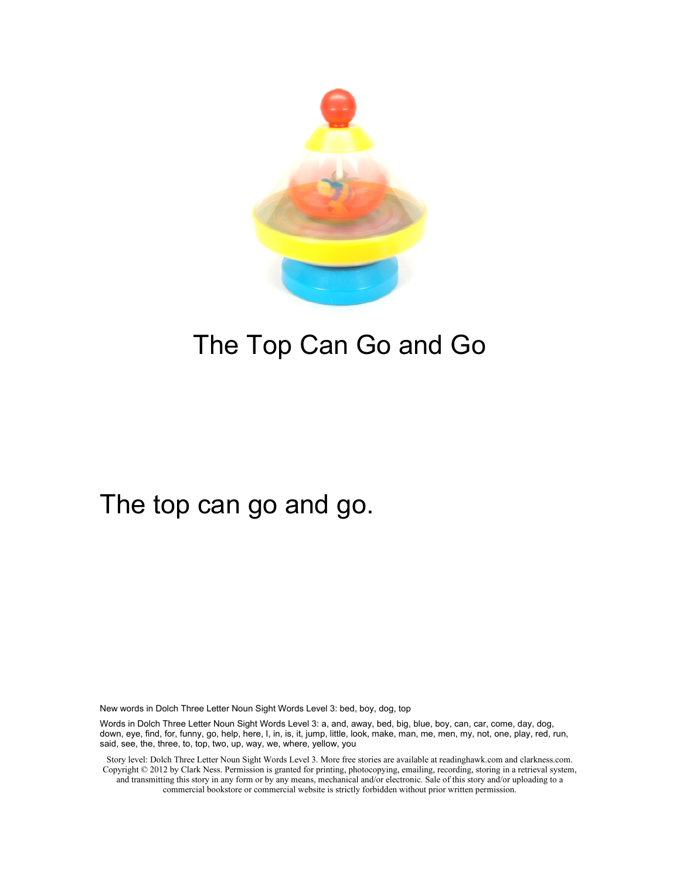# The Top Can Go and Go

The top can go and go.

New words in Dolch Three Letter Noun Sight Words Level 3: bed, boy, dog, top

Words in Dolch Three Letter Noun Sight Words Level 3: a, and, away, bed, big, blue, boy, can, car, come, day, dog, down, eye, find, for, funny, go, help, here, I, in, is, it, jump, little, look, make, man, me, men, my, not, one, play, red, run, said, see, the, three, to, top, two, up, way, we, where, yellow, you

Story level: Dolch Three Letter Noun Sight Words Level 3. More free stories are available at readinghawk.com and clarkness.com. Copyright © 2012 by Clark Ness. Permission is granted for printing, photocopying, emailing, recording, storing in a retrieval system, and transmitting this story in any form or by any means, mechanical and/or electronic. Sale of this story and/or uploading to a commercial bookstore or commercial website is strictly forbidden without prior written permission.